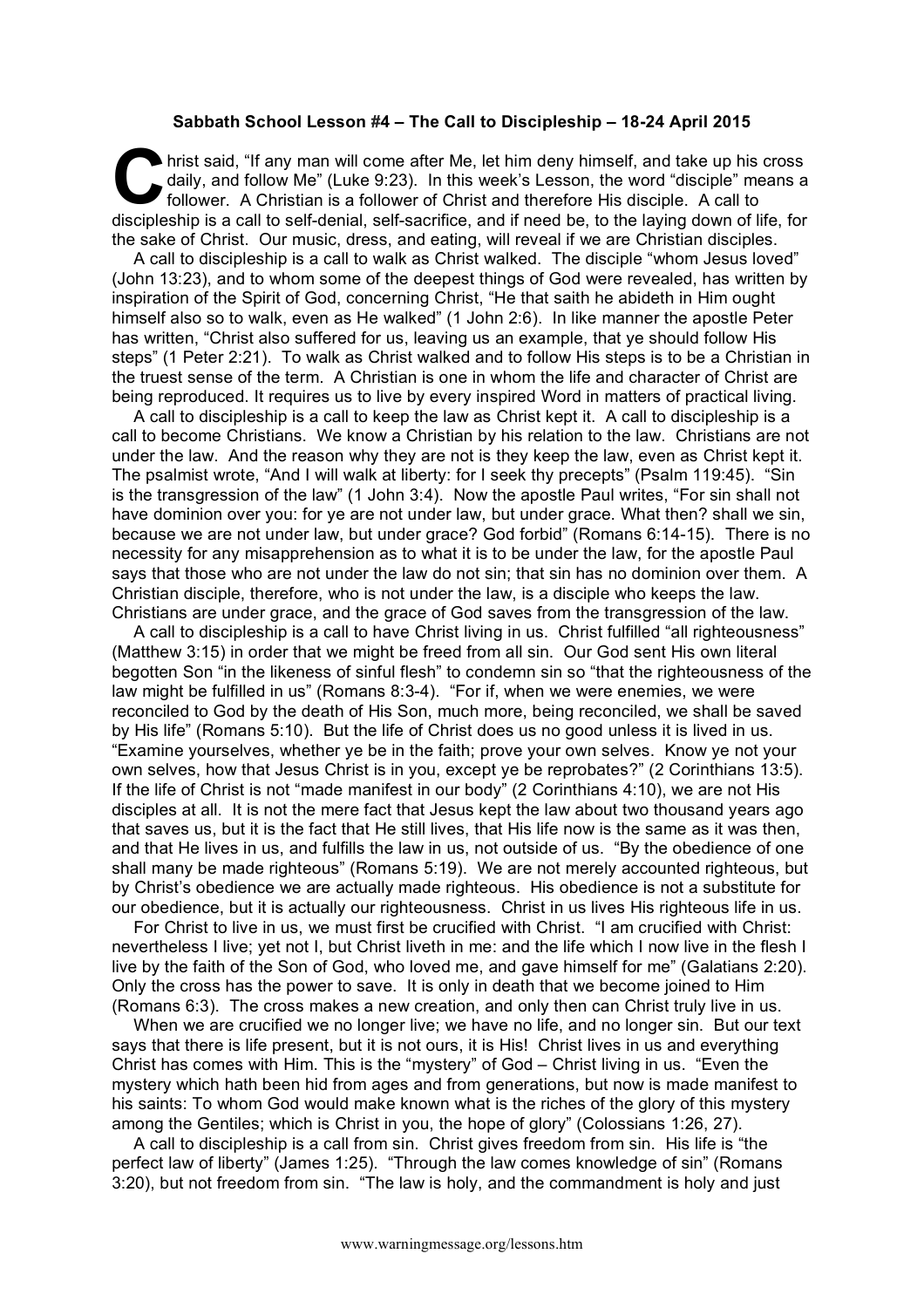**Sabbath School Lesson #4 – The Call to Discipleship – 18-24 April 2015**

Christ said, "If any man will come after Me, let him deny himself, and take up his cross daily, and follow Me" (Luke 9:23). In this week's Lesson, the word "disciple" means a follower. A Christian is a follower of Christ and therefore His disciple. A call to discipleship is a call to self-denial, self-sacrifice, and if need be, to the laying down of life, for the sake of Christ. Our music, dress, and eating, will reveal if we are Christian disciples.

A call to discipleship is a call to walk as Christ walked. The disciple "whom Jesus loved" (John 13:23), and to whom some of the deepest things of God were revealed, has written by inspiration of the Spirit of God, concerning Christ, "He that saith he abideth in Him ought himself also so to walk, even as He walked" (1 John 2:6). In like manner the apostle Peter has written, "Christ also suffered for us, leaving us an example, that ye should follow His steps" (1 Peter 2:21). To walk as Christ walked and to follow His steps is to be a Christian in the truest sense of the term. A Christian is one in whom the life and character of Christ are being reproduced. It requires us to live by every inspired Word in matters of practical living.

A call to discipleship is a call to keep the law as Christ kept it. A call to discipleship is a call to become Christians. We know a Christian by his relation to the law. Christians are not under the law. And the reason why they are not is they keep the law, even as Christ kept it. The psalmist wrote, "And I will walk at liberty: for I seek thy precepts" (Psalm 119:45). "Sin is the transgression of the law" (1 John 3:4). Now the apostle Paul writes, "For sin shall not have dominion over you: for ye are not under law, but under grace. What then? shall we sin, because we are not under law, but under grace? God forbid" (Romans 6:14-15). There is no necessity for any misapprehension as to what it is to be under the law, for the apostle Paul says that those who are not under the law do not sin; that sin has no dominion over them. A Christian disciple, therefore, who is not under the law, is a disciple who keeps the law. Christians are under grace, and the grace of God saves from the transgression of the law.

A call to discipleship is a call to have Christ living in us. Christ fulfilled "all righteousness" (Matthew 3:15) in order that we might be freed from all sin. Our God sent His own literal begotten Son "in the likeness of sinful flesh" to condemn sin so "that the righteousness of the law might be fulfilled in us" (Romans 8:3-4). "For if, when we were enemies, we were reconciled to God by the death of His Son, much more, being reconciled, we shall be saved by His life" (Romans 5:10). But the life of Christ does us no good unless it is lived in us. "Examine yourselves, whether ye be in the faith; prove your own selves. Know ye not your own selves, how that Jesus Christ is in you, except ye be reprobates?" (2 Corinthians 13:5). If the life of Christ is not "made manifest in our body" (2 Corinthians 4:10), we are not His disciples at all. It is not the mere fact that Jesus kept the law about two thousand years ago that saves us, but it is the fact that He still lives, that His life now is the same as it was then, and that He lives in us, and fulfills the law in us, not outside of us. "By the obedience of one shall many be made righteous" (Romans 5:19). We are not merely accounted righteous, but by Christ's obedience we are actually made righteous. His obedience is not a substitute for our obedience, but it is actually our righteousness. Christ in us lives His righteous life in us.

For Christ to live in us, we must first be crucified with Christ. "I am crucified with Christ: nevertheless I live; yet not I, but Christ liveth in me: and the life which I now live in the flesh I live by the faith of the Son of God, who loved me, and gave himself for me" (Galatians 2:20). Only the cross has the power to save. It is only in death that we become joined to Him (Romans 6:3). The cross makes a new creation, and only then can Christ truly live in us.

When we are crucified we no longer live; we have no life, and no longer sin. But our text says that there is life present, but it is not ours, it is His! Christ lives in us and everything Christ has comes with Him. This is the "mystery" of God – Christ living in us. "Even the mystery which hath been hid from ages and from generations, but now is made manifest to his saints: To whom God would make known what is the riches of the glory of this mystery among the Gentiles; which is Christ in you, the hope of glory" (Colossians 1:26, 27).

A call to discipleship is a call from sin. Christ gives freedom from sin. His life is "the perfect law of liberty" (James 1:25). "Through the law comes knowledge of sin" (Romans 3:20), but not freedom from sin. "The law is holy, and the commandment is holy and just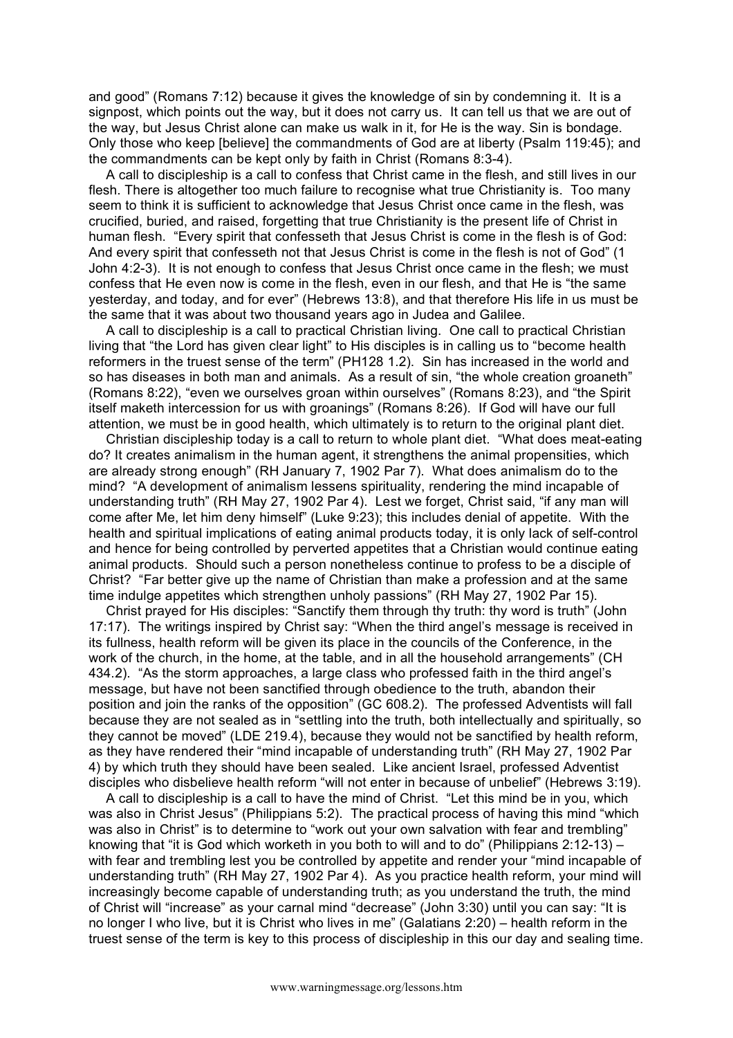and good" (Romans 7:12) because it gives the knowledge of sin by condemning it. It is a signpost, which points out the way, but it does not carry us. It can tell us that we are out of the way, but Jesus Christ alone can make us walk in it, for He is the way. Sin is bondage. Only those who keep [believe] the commandments of God are at liberty (Psalm 119:45); and the commandments can be kept only by faith in Christ (Romans 8:3-4).

A call to discipleship is a call to confess that Christ came in the flesh, and still lives in our flesh. There is altogether too much failure to recognise what true Christianity is. Too many seem to think it is sufficient to acknowledge that Jesus Christ once came in the flesh, was crucified, buried, and raised, forgetting that true Christianity is the present life of Christ in human flesh. "Every spirit that confesseth that Jesus Christ is come in the flesh is of God: And every spirit that confesseth not that Jesus Christ is come in the flesh is not of God" (1 John 4:2-3). It is not enough to confess that Jesus Christ once came in the flesh; we must confess that He even now is come in the flesh, even in our flesh, and that He is "the same yesterday, and today, and for ever" (Hebrews 13:8), and that therefore His life in us must be the same that it was about two thousand years ago in Judea and Galilee.

A call to discipleship is a call to practical Christian living. One call to practical Christian living that "the Lord has given clear light" to His disciples is in calling us to "become health reformers in the truest sense of the term" (PH128 1.2). Sin has increased in the world and so has diseases in both man and animals. As a result of sin, "the whole creation groaneth" (Romans 8:22), "even we ourselves groan within ourselves" (Romans 8:23), and "the Spirit itself maketh intercession for us with groanings" (Romans 8:26). If God will have our full attention, we must be in good health, which ultimately is to return to the original plant diet.

Christian discipleship today is a call to return to whole plant diet. "What does meat-eating do? It creates animalism in the human agent, it strengthens the animal propensities, which are already strong enough" (RH January 7, 1902 Par 7). What does animalism do to the mind? "A development of animalism lessens spirituality, rendering the mind incapable of understanding truth" (RH May 27, 1902 Par 4). Lest we forget, Christ said, "if any man will come after Me, let him deny himself" (Luke 9:23); this includes denial of appetite. With the health and spiritual implications of eating animal products today, it is only lack of self-control and hence for being controlled by perverted appetites that a Christian would continue eating animal products. Should such a person nonetheless continue to profess to be a disciple of Christ? "Far better give up the name of Christian than make a profession and at the same time indulge appetites which strengthen unholy passions" (RH May 27, 1902 Par 15).

Christ prayed for His disciples: "Sanctify them through thy truth: thy word is truth" (John 17:17). The writings inspired by Christ say: "When the third angel's message is received in its fullness, health reform will be given its place in the councils of the Conference, in the work of the church, in the home, at the table, and in all the household arrangements" (CH 434.2). "As the storm approaches, a large class who professed faith in the third angel's message, but have not been sanctified through obedience to the truth, abandon their position and join the ranks of the opposition" (GC 608.2). The professed Adventists will fall because they are not sealed as in "settling into the truth, both intellectually and spiritually, so they cannot be moved" (LDE 219.4), because they would not be sanctified by health reform, as they have rendered their "mind incapable of understanding truth" (RH May 27, 1902 Par 4) by which truth they should have been sealed. Like ancient Israel, professed Adventist disciples who disbelieve health reform "will not enter in because of unbelief" (Hebrews 3:19).

A call to discipleship is a call to have the mind of Christ. "Let this mind be in you, which was also in Christ Jesus" (Philippians 5:2). The practical process of having this mind "which was also in Christ" is to determine to "work out your own salvation with fear and trembling" knowing that "it is God which worketh in you both to will and to do" (Philippians 2:12-13) – with fear and trembling lest you be controlled by appetite and render your "mind incapable of understanding truth" (RH May 27, 1902 Par 4). As you practice health reform, your mind will increasingly become capable of understanding truth; as you understand the truth, the mind of Christ will "increase" as your carnal mind "decrease" (John 3:30) until you can say: "It is no longer I who live, but it is Christ who lives in me" (Galatians 2:20) – health reform in the truest sense of the term is key to this process of discipleship in this our day and sealing time.

www.warningmessage.org/lessons.htm